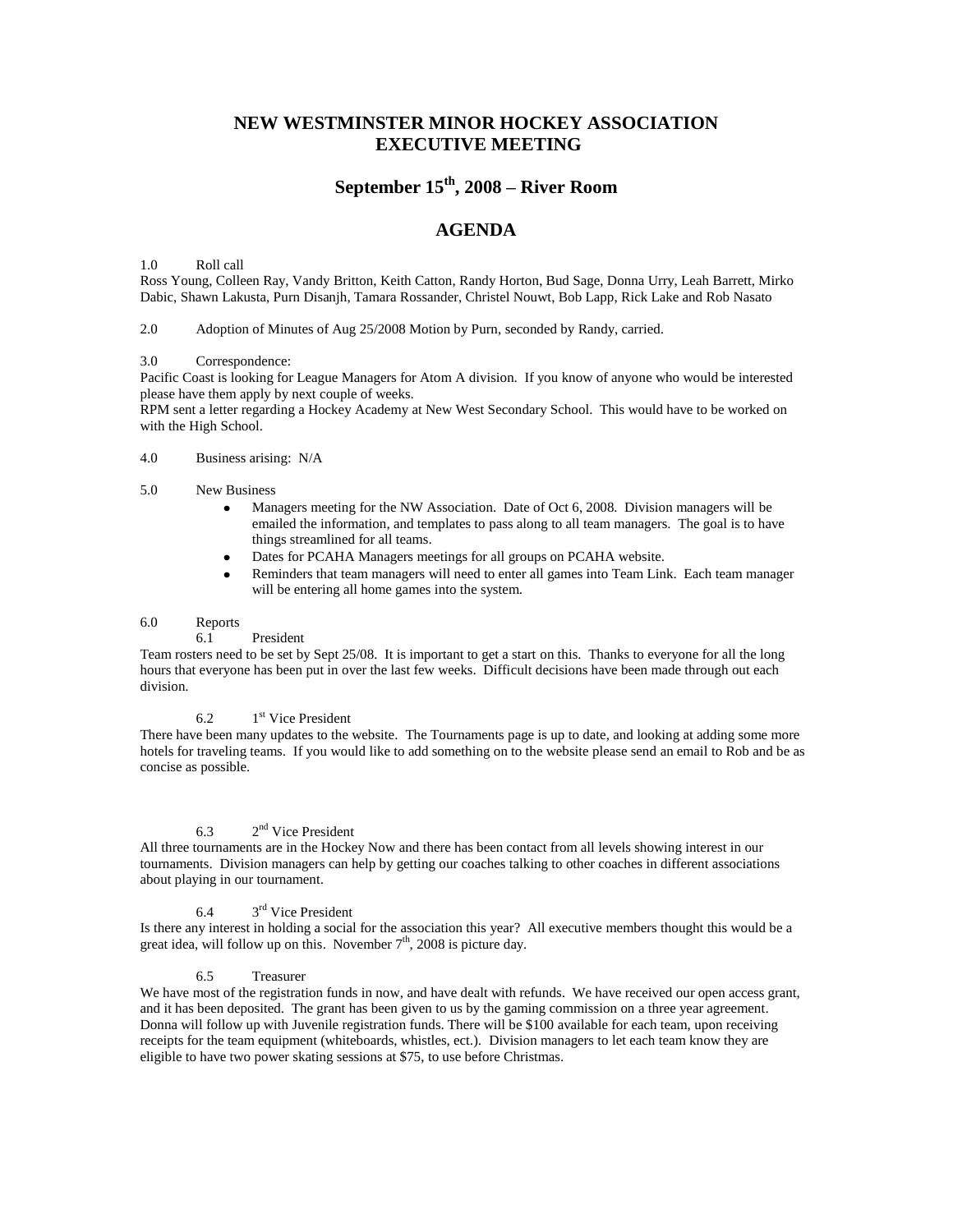# NEW WESTMINSTER MINOR HOCKEY ASSOCIATION
# EXECUTIVE MEETING

## September 15th, 2008 – River Room

## AGENDA

1.0 Roll call

Ross Young, Colleen Ray, Vandy Britton, Keith Catton, Randy Horton, Bud Sage, Donna Urry, Leah Barrett, Mirko Dabic, Shawn Lakusta, Purn Disanjh, Tamara Rossander, Christel Nouwt, Bob Lapp, Rick Lake and Rob Nasato

2.0 Adoption of Minutes of Aug 25/2008 Motion by Purn, seconded by Randy, carried.

3.0 Correspondence:

Pacific Coast is looking for League Managers for Atom A division. If you know of anyone who would be interested please have them apply by next couple of weeks.

RPM sent a letter regarding a Hockey Academy at New West Secondary School. This would have to be worked on with the High School.

4.0 Business arising: N/A

5.0 New Business

- Managers meeting for the NW Association. Date of Oct 6, 2008. Division managers will be emailed the information, and templates to pass along to all team managers. The goal is to have things streamlined for all teams.
- Dates for PCAHA Managers meetings for all groups on PCAHA website.
- Reminders that team managers will need to enter all games into Team Link. Each team manager will be entering all home games into the system.

6.0 Reports

6.1 President

Team rosters need to be set by Sept 25/08. It is important to get a start on this. Thanks to everyone for all the long hours that everyone has been put in over the last few weeks. Difficult decisions have been made through out each division.

6.2 1st Vice President

There have been many updates to the website. The Tournaments page is up to date, and looking at adding some more hotels for traveling teams. If you would like to add something on to the website please send an email to Rob and be as concise as possible.

6.3 2nd Vice President

All three tournaments are in the Hockey Now and there has been contact from all levels showing interest in our tournaments. Division managers can help by getting our coaches talking to other coaches in different associations about playing in our tournament.

6.4 3rd Vice President

Is there any interest in holding a social for the association this year? All executive members thought this would be a great idea, will follow up on this. November 7th, 2008 is picture day.

6.5 Treasurer

We have most of the registration funds in now, and have dealt with refunds. We have received our open access grant, and it has been deposited. The grant has been given to us by the gaming commission on a three year agreement. Donna will follow up with Juvenile registration funds. There will be $100 available for each team, upon receiving receipts for the team equipment (whiteboards, whistles, ect.). Division managers to let each team know they are eligible to have two power skating sessions at $75, to use before Christmas.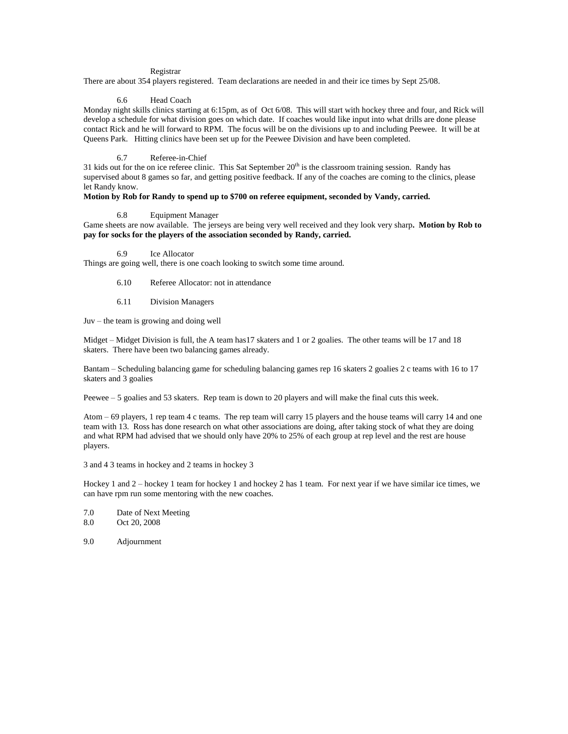Registrar

There are about 354 players registered. Team declarations are needed in and their ice times by Sept 25/08.

6.6 Head Coach

Monday night skills clinics starting at 6:15pm, as of Oct 6/08. This will start with hockey three and four, and Rick will develop a schedule for what division goes on which date. If coaches would like input into what drills are done please contact Rick and he will forward to RPM. The focus will be on the divisions up to and including Peewee. It will be at Queens Park. Hitting clinics have been set up for the Peewee Division and have been completed.

6.7 Referee-in-Chief

31 kids out for the on ice referee clinic. This Sat September 20th is the classroom training session. Randy has supervised about 8 games so far, and getting positive feedback. If any of the coaches are coming to the clinics, please let Randy know.

**Motion by Rob for Randy to spend up to $700 on referee equipment, seconded by Vandy, carried.**

6.8 Equipment Manager

Game sheets are now available. The jerseys are being very well received and they look very sharp**. Motion by Rob to pay for socks for the players of the association seconded by Randy, carried.**

6.9 Ice Allocator

Things are going well, there is one coach looking to switch some time around.

6.10 Referee Allocator: not in attendance

6.11 Division Managers

Juv – the team is growing and doing well

Midget – Midget Division is full, the A team has17 skaters and 1 or 2 goalies. The other teams will be 17 and 18 skaters. There have been two balancing games already.

Bantam – Scheduling balancing game for scheduling balancing games rep 16 skaters 2 goalies 2 c teams with 16 to 17 skaters and 3 goalies

Peewee – 5 goalies and 53 skaters. Rep team is down to 20 players and will make the final cuts this week.

Atom – 69 players, 1 rep team 4 c teams. The rep team will carry 15 players and the house teams will carry 14 and one team with 13. Ross has done research on what other associations are doing, after taking stock of what they are doing and what RPM had advised that we should only have 20% to 25% of each group at rep level and the rest are house players.

3 and 4 3 teams in hockey and 2 teams in hockey 3

Hockey 1 and 2 – hockey 1 team for hockey 1 and hockey 2 has 1 team. For next year if we have similar ice times, we can have rpm run some mentoring with the new coaches.

7.0 Date of Next Meeting

8.0 Oct 20, 2008

9.0 Adjournment